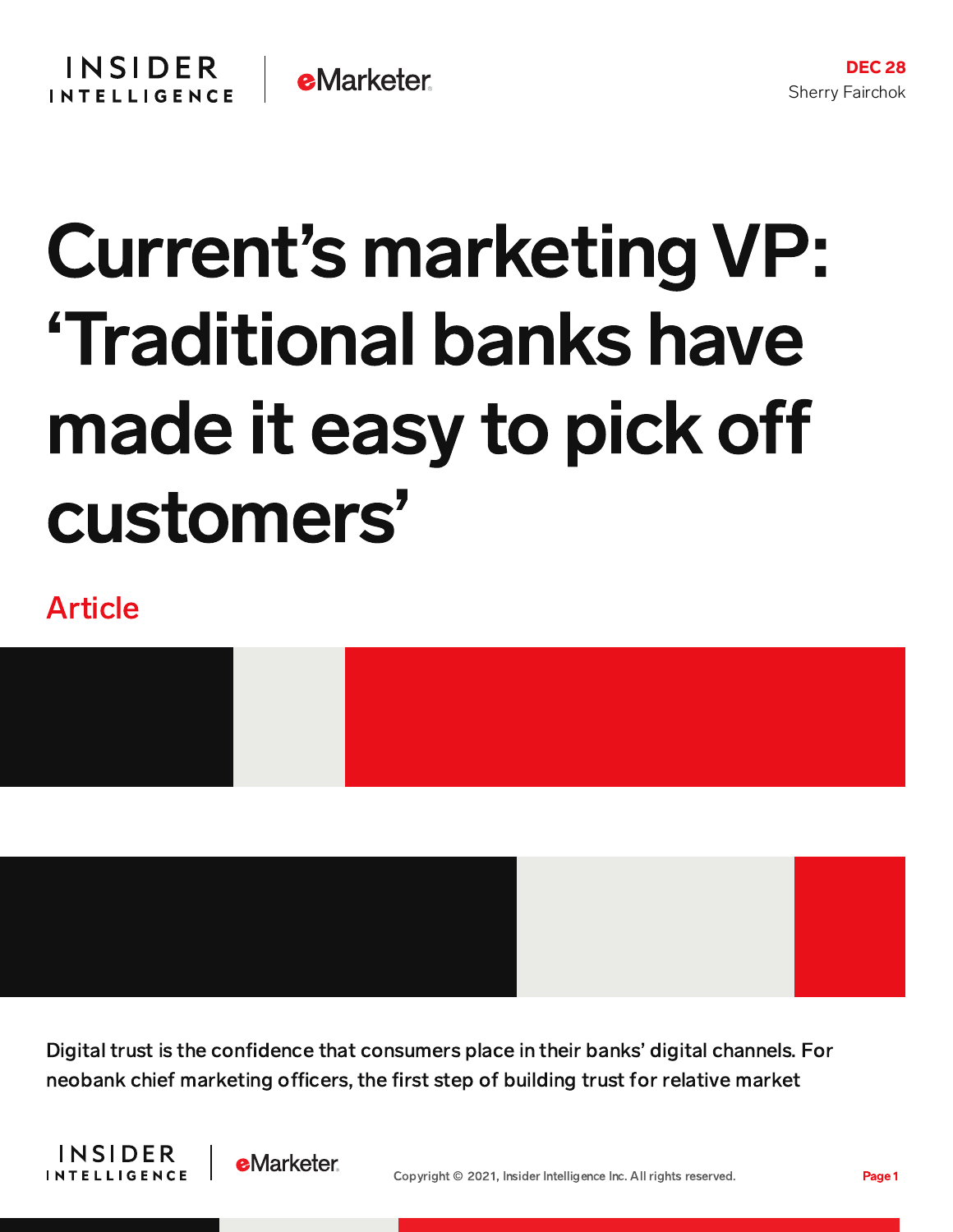DEC 28
Sherry Fairchok

# Current's marketing VP: 'Traditional banks have made it easy to pick off customers'

Article

Digital trust is the confidence that consumers place in their banks' digital channels. For neobank chief marketing officers, the first step of building trust for relative market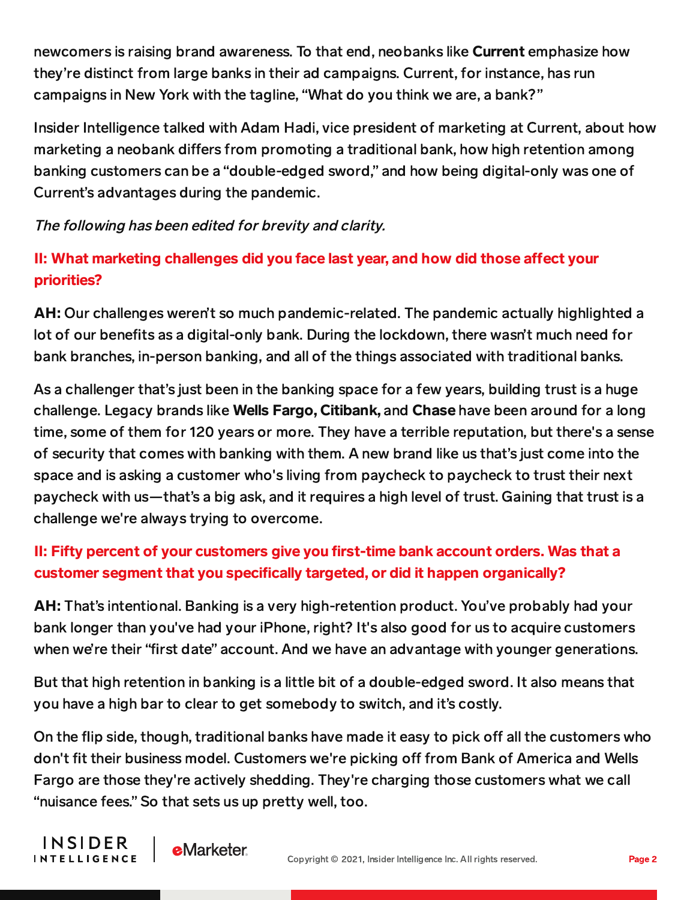newcomers is raising brand awareness. To that end, neobanks like **Current** emphasize how they're distinct from large banks in their ad campaigns. Current, for instance, has run campaigns in New York with the tagline, "What do you think we are, a bank?"

Insider Intelligence talked with Adam Hadi, vice president of marketing at Current, about how marketing a neobank differs from promoting a traditional bank, how high retention among banking customers can be a "double-edged sword," and how being digital-only was one of Current's advantages during the pandemic.

*The following has been edited for brevity and clarity.*

**II: What marketing challenges did you face last year, and how did those affect your priorities?**

**AH:** Our challenges weren't so much pandemic-related. The pandemic actually highlighted a lot of our benefits as a digital-only bank. During the lockdown, there wasn't much need for bank branches, in-person banking, and all of the things associated with traditional banks.

As a challenger that's just been in the banking space for a few years, building trust is a huge challenge. Legacy brands like **Wells Fargo, Citibank,** and **Chase** have been around for a long time, some of them for 120 years or more. They have a terrible reputation, but there's a sense of security that comes with banking with them. A new brand like us that's just come into the space and is asking a customer who's living from paycheck to paycheck to trust their next paycheck with us—that's a big ask, and it requires a high level of trust. Gaining that trust is a challenge we're always trying to overcome.

**II: Fifty percent of your customers give you first-time bank account orders. Was that a customer segment that you specifically targeted, or did it happen organically?**

**AH:** That's intentional. Banking is a very high-retention product. You've probably had your bank longer than you've had your iPhone, right? It's also good for us to acquire customers when we're their "first date" account. And we have an advantage with younger generations.

But that high retention in banking is a little bit of a double-edged sword. It also means that you have a high bar to clear to get somebody to switch, and it's costly.

On the flip side, though, traditional banks have made it easy to pick off all the customers who don't fit their business model. Customers we're picking off from Bank of America and Wells Fargo are those they're actively shedding. They're charging those customers what we call "nuisance fees." So that sets us up pretty well, too.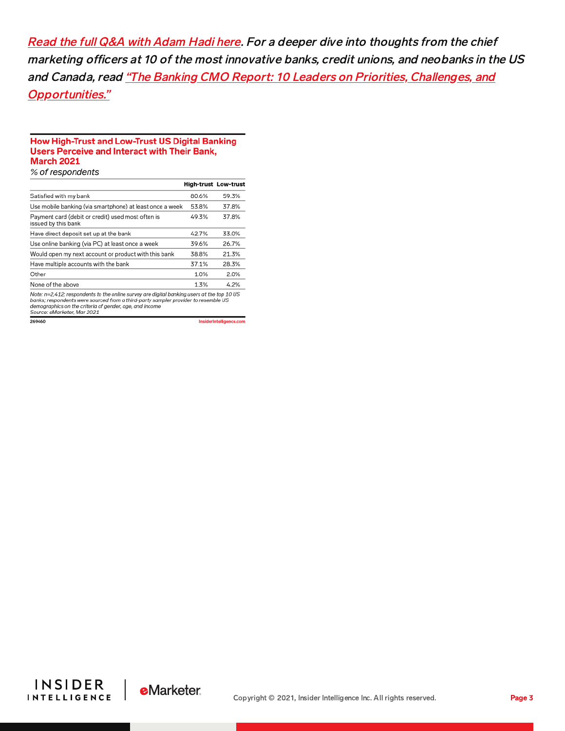*Read the full Q&A with Adam Hadi here. For a deeper dive into thoughts from the chief marketing officers at 10 of the most innovative banks, credit unions, and neobanks in the US and Canada, read "The Banking CMO Report: 10 Leaders on Priorities, Challenges, and Opportunities."*

**How High-Trust and Low-Trust US Digital Banking Users Perceive and Interact with Their Bank, March 2021**

*% of respondents*

| | High-trust | Low-trust |
|---|---|---|
| Satisfied with my bank | 80.6% | 59.3% |
| Use mobile banking (via smartphone) at least once a week | 53.8% | 37.8% |
| Payment card (debit or credit) used most often is issued by this bank | 49.3% | 37.8% |
| Have direct deposit set up at the bank | 42.7% | 33.0% |
| Use online banking (via PC) at least once a week | 39.6% | 26.7% |
| Would open my next account or product with this bank | 38.8% | 21.3% |
| Have multiple accounts with the bank | 37.1% | 28.3% |
| Other | 1.0% | 2.0% |
| None of the above | 1.3% | 4.2% |

*Note: n=2,412; respondents to the online survey are digital banking users at the top 10 US banks; respondents were sourced from a third-party sampler provider to resemble US demographics on the criteria of gender, age, and income*
*Source: eMarketer, Mar 2021*

269460 InsiderIntelligence.com